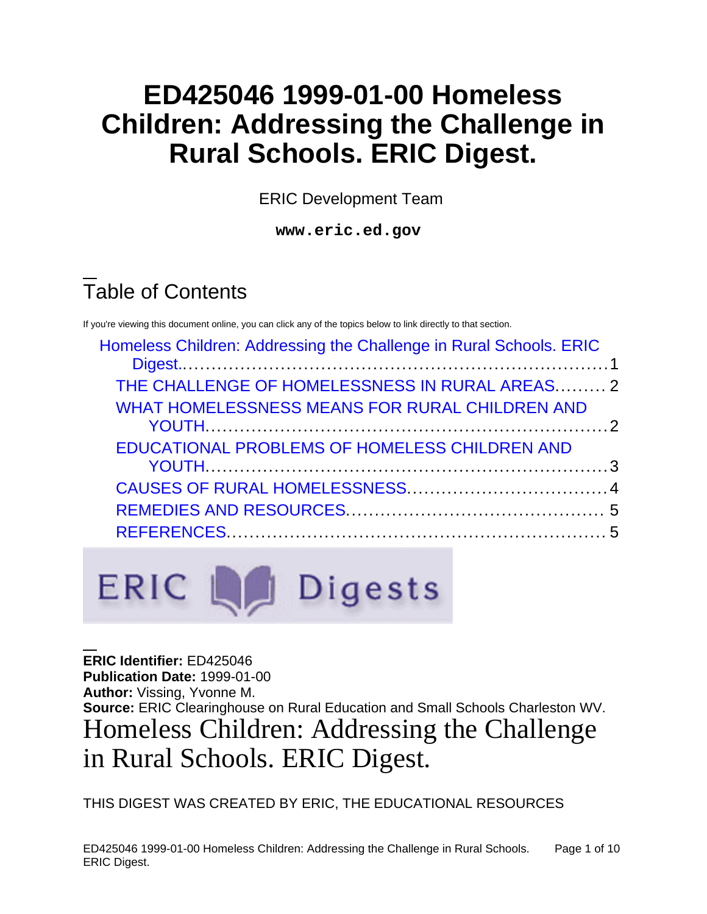# ED425046 1999-01-00 Homeless Children: Addressing the Challenge in Rural Schools. ERIC Digest.

ERIC Development Team

**www.eric.ed.gov**

## Table of Contents

If you're viewing this document online, you can click any of the topics below to link directly to that section.

- Homeless Children: Addressing the Challenge in Rural Schools. ERIC Digest.......... 1
  - THE CHALLENGE OF HOMELESSNESS IN RURAL AREAS......... 2
  - WHAT HOMELESSNESS MEANS FOR RURAL CHILDREN AND YOUTH.......... 2
  - EDUCATIONAL PROBLEMS OF HOMELESS CHILDREN AND YOUTH.......... 3
  - CAUSES OF RURAL HOMELESSNESS.......... 4
  - REMEDIES AND RESOURCES.......... 5
  - REFERENCES.......... 5

ERIC Digests

**ERIC Identifier:** ED425046
**Publication Date:** 1999-01-00
**Author:** Vissing, Yvonne M.
**Source:** ERIC Clearinghouse on Rural Education and Small Schools Charleston WV.

# Homeless Children: Addressing the Challenge in Rural Schools. ERIC Digest.

THIS DIGEST WAS CREATED BY ERIC, THE EDUCATIONAL RESOURCES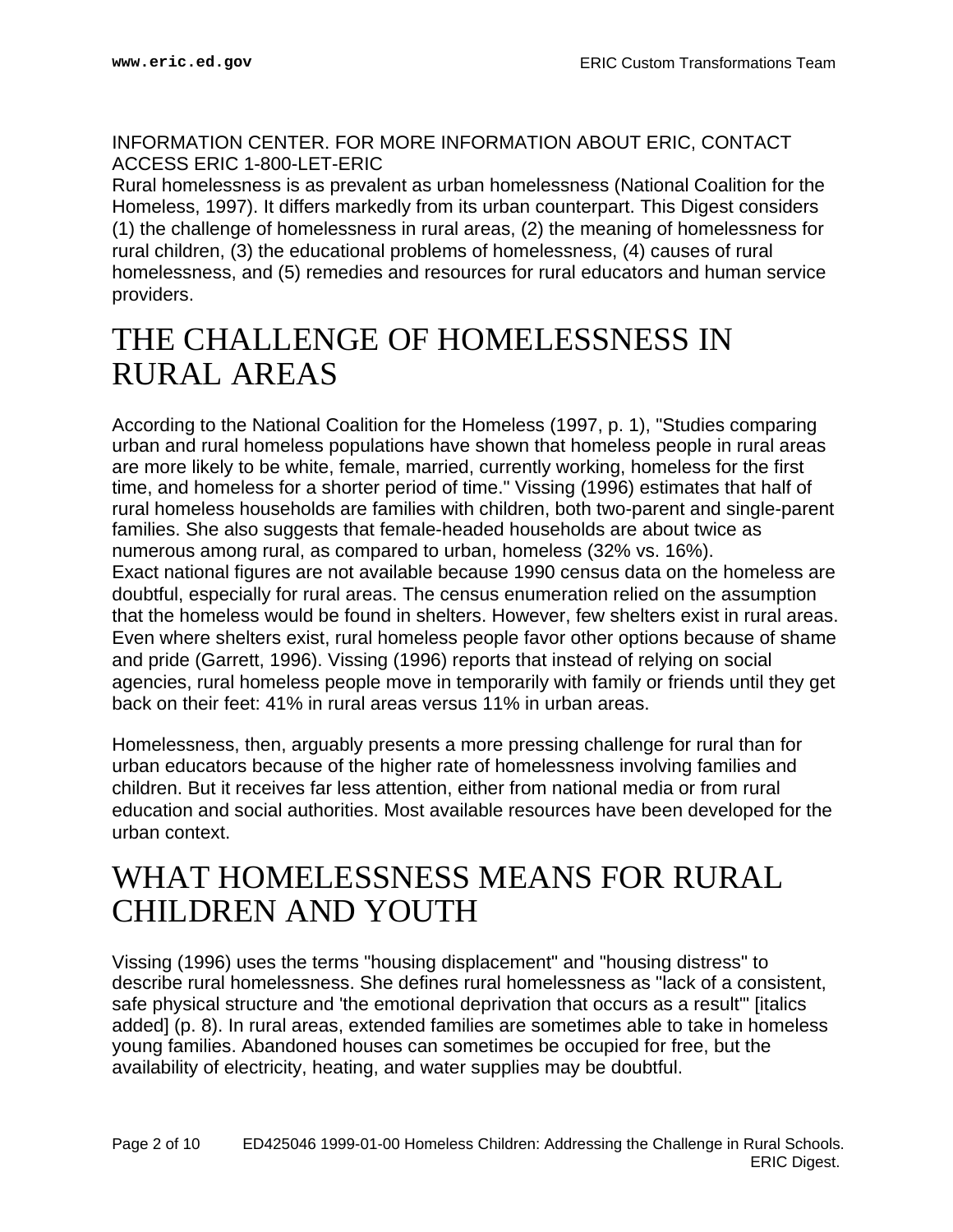INFORMATION CENTER. FOR MORE INFORMATION ABOUT ERIC, CONTACT ACCESS ERIC 1-800-LET-ERIC

Rural homelessness is as prevalent as urban homelessness (National Coalition for the Homeless, 1997). It differs markedly from its urban counterpart. This Digest considers (1) the challenge of homelessness in rural areas, (2) the meaning of homelessness for rural children, (3) the educational problems of homelessness, (4) causes of rural homelessness, and (5) remedies and resources for rural educators and human service providers.

# THE CHALLENGE OF HOMELESSNESS IN RURAL AREAS

According to the National Coalition for the Homeless (1997, p. 1), "Studies comparing urban and rural homeless populations have shown that homeless people in rural areas are more likely to be white, female, married, currently working, homeless for the first time, and homeless for a shorter period of time." Vissing (1996) estimates that half of rural homeless households are families with children, both two-parent and single-parent families. She also suggests that female-headed households are about twice as numerous among rural, as compared to urban, homeless (32% vs. 16%).

Exact national figures are not available because 1990 census data on the homeless are doubtful, especially for rural areas. The census enumeration relied on the assumption that the homeless would be found in shelters. However, few shelters exist in rural areas. Even where shelters exist, rural homeless people favor other options because of shame and pride (Garrett, 1996). Vissing (1996) reports that instead of relying on social agencies, rural homeless people move in temporarily with family or friends until they get back on their feet: 41% in rural areas versus 11% in urban areas.

Homelessness, then, arguably presents a more pressing challenge for rural than for urban educators because of the higher rate of homelessness involving families and children. But it receives far less attention, either from national media or from rural education and social authorities. Most available resources have been developed for the urban context.

# WHAT HOMELESSNESS MEANS FOR RURAL CHILDREN AND YOUTH

Vissing (1996) uses the terms "housing displacement" and "housing distress" to describe rural homelessness. She defines rural homelessness as "lack of a consistent, safe physical structure and 'the emotional deprivation that occurs as a result'" [italics added] (p. 8). In rural areas, extended families are sometimes able to take in homeless young families. Abandoned houses can sometimes be occupied for free, but the availability of electricity, heating, and water supplies may be doubtful.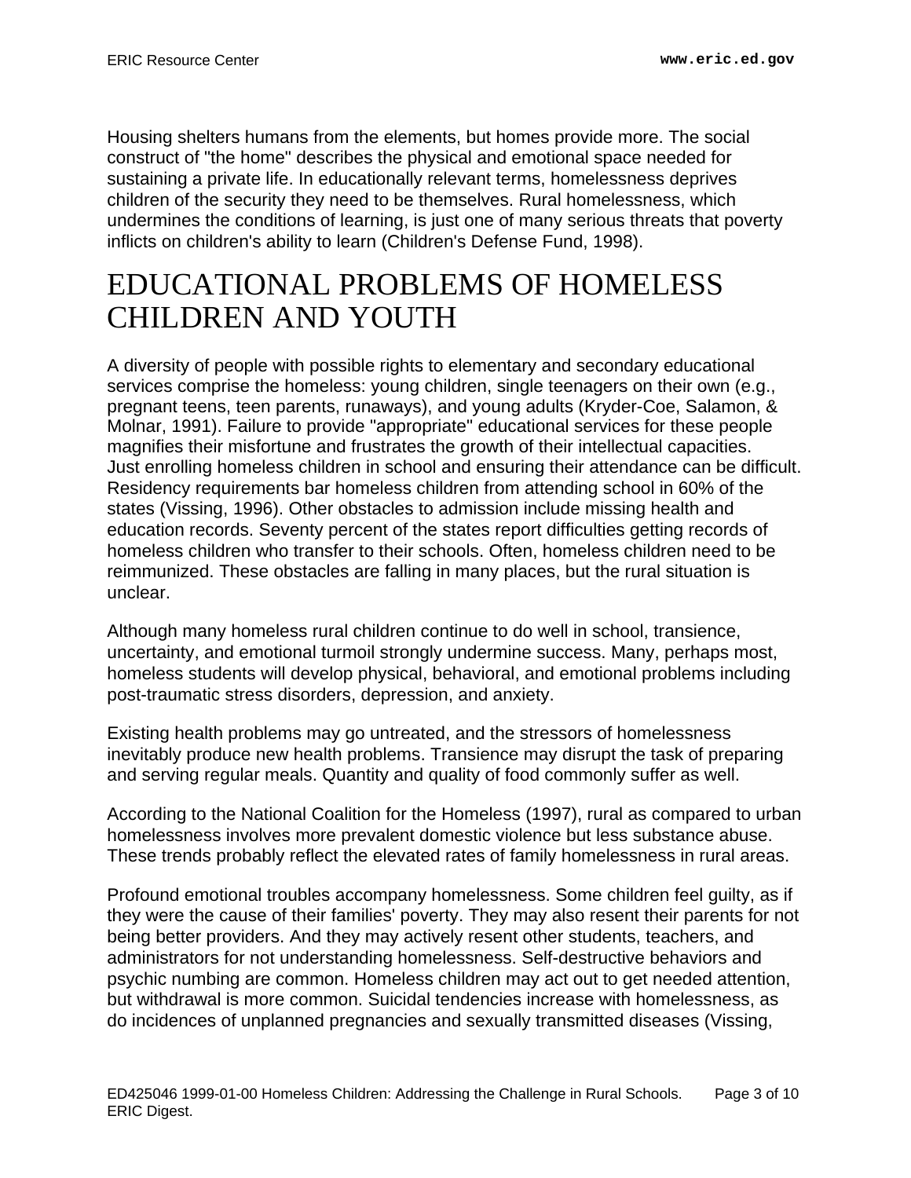Housing shelters humans from the elements, but homes provide more. The social construct of "the home" describes the physical and emotional space needed for sustaining a private life. In educationally relevant terms, homelessness deprives children of the security they need to be themselves. Rural homelessness, which undermines the conditions of learning, is just one of many serious threats that poverty inflicts on children's ability to learn (Children's Defense Fund, 1998).

# EDUCATIONAL PROBLEMS OF HOMELESS CHILDREN AND YOUTH

A diversity of people with possible rights to elementary and secondary educational services comprise the homeless: young children, single teenagers on their own (e.g., pregnant teens, teen parents, runaways), and young adults (Kryder-Coe, Salamon, & Molnar, 1991). Failure to provide "appropriate" educational services for these people magnifies their misfortune and frustrates the growth of their intellectual capacities. Just enrolling homeless children in school and ensuring their attendance can be difficult. Residency requirements bar homeless children from attending school in 60% of the states (Vissing, 1996). Other obstacles to admission include missing health and education records. Seventy percent of the states report difficulties getting records of homeless children who transfer to their schools. Often, homeless children need to be reimmunized. These obstacles are falling in many places, but the rural situation is unclear.

Although many homeless rural children continue to do well in school, transience, uncertainty, and emotional turmoil strongly undermine success. Many, perhaps most, homeless students will develop physical, behavioral, and emotional problems including post-traumatic stress disorders, depression, and anxiety.

Existing health problems may go untreated, and the stressors of homelessness inevitably produce new health problems. Transience may disrupt the task of preparing and serving regular meals. Quantity and quality of food commonly suffer as well.

According to the National Coalition for the Homeless (1997), rural as compared to urban homelessness involves more prevalent domestic violence but less substance abuse. These trends probably reflect the elevated rates of family homelessness in rural areas.

Profound emotional troubles accompany homelessness. Some children feel guilty, as if they were the cause of their families' poverty. They may also resent their parents for not being better providers. And they may actively resent other students, teachers, and administrators for not understanding homelessness. Self-destructive behaviors and psychic numbing are common. Homeless children may act out to get needed attention, but withdrawal is more common. Suicidal tendencies increase with homelessness, as do incidences of unplanned pregnancies and sexually transmitted diseases (Vissing,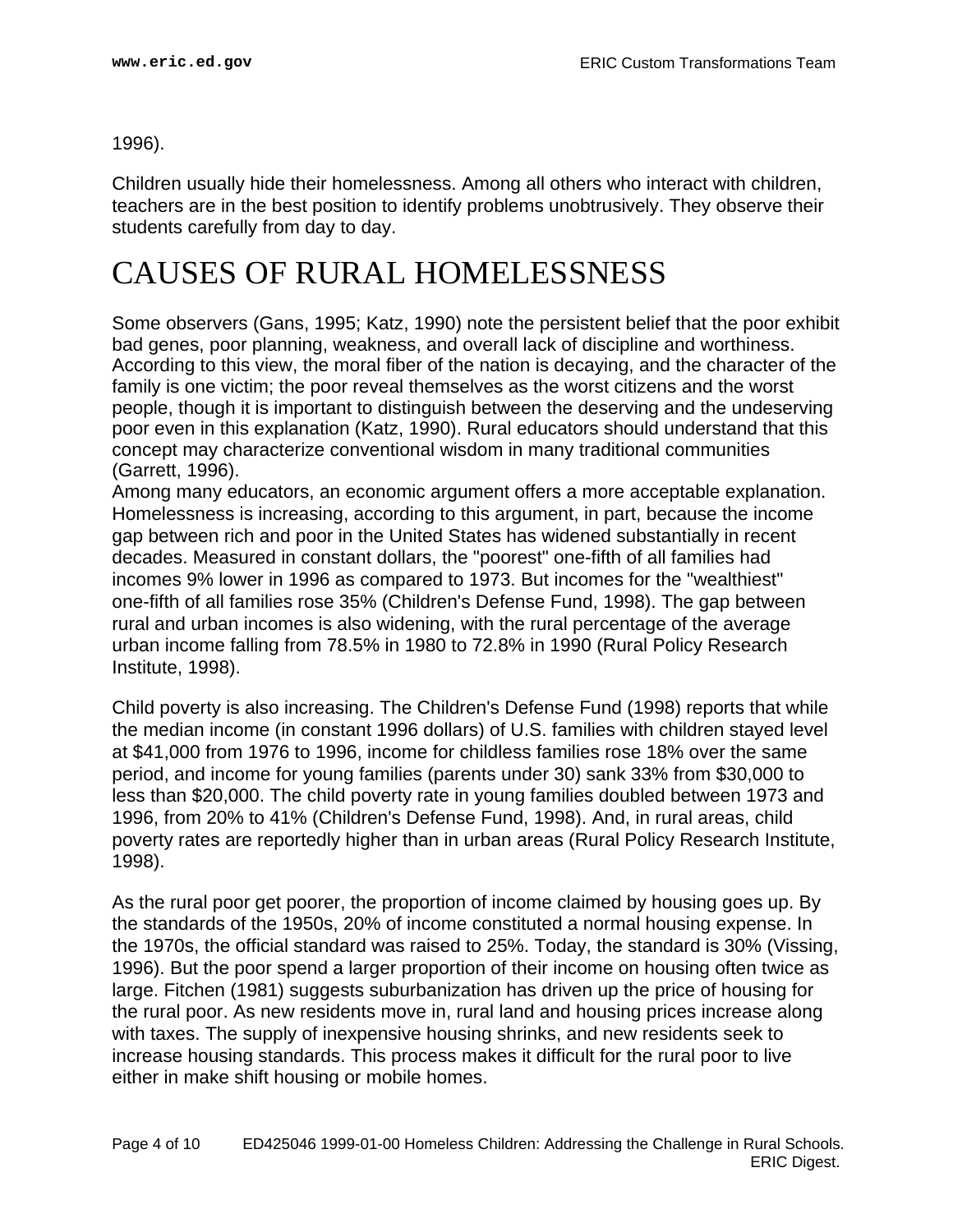1996).

Children usually hide their homelessness. Among all others who interact with children, teachers are in the best position to identify problems unobtrusively. They observe their students carefully from day to day.

# CAUSES OF RURAL HOMELESSNESS

Some observers (Gans, 1995; Katz, 1990) note the persistent belief that the poor exhibit bad genes, poor planning, weakness, and overall lack of discipline and worthiness. According to this view, the moral fiber of the nation is decaying, and the character of the family is one victim; the poor reveal themselves as the worst citizens and the worst people, though it is important to distinguish between the deserving and the undeserving poor even in this explanation (Katz, 1990). Rural educators should understand that this concept may characterize conventional wisdom in many traditional communities (Garrett, 1996).

Among many educators, an economic argument offers a more acceptable explanation. Homelessness is increasing, according to this argument, in part, because the income gap between rich and poor in the United States has widened substantially in recent decades. Measured in constant dollars, the "poorest" one-fifth of all families had incomes 9% lower in 1996 as compared to 1973. But incomes for the "wealthiest" one-fifth of all families rose 35% (Children's Defense Fund, 1998). The gap between rural and urban incomes is also widening, with the rural percentage of the average urban income falling from 78.5% in 1980 to 72.8% in 1990 (Rural Policy Research Institute, 1998).

Child poverty is also increasing. The Children's Defense Fund (1998) reports that while the median income (in constant 1996 dollars) of U.S. families with children stayed level at $41,000 from 1976 to 1996, income for childless families rose 18% over the same period, and income for young families (parents under 30) sank 33% from $30,000 to less than $20,000. The child poverty rate in young families doubled between 1973 and 1996, from 20% to 41% (Children's Defense Fund, 1998). And, in rural areas, child poverty rates are reportedly higher than in urban areas (Rural Policy Research Institute, 1998).

As the rural poor get poorer, the proportion of income claimed by housing goes up. By the standards of the 1950s, 20% of income constituted a normal housing expense. In the 1970s, the official standard was raised to 25%. Today, the standard is 30% (Vissing, 1996). But the poor spend a larger proportion of their income on housing often twice as large. Fitchen (1981) suggests suburbanization has driven up the price of housing for the rural poor. As new residents move in, rural land and housing prices increase along with taxes. The supply of inexpensive housing shrinks, and new residents seek to increase housing standards. This process makes it difficult for the rural poor to live either in make shift housing or mobile homes.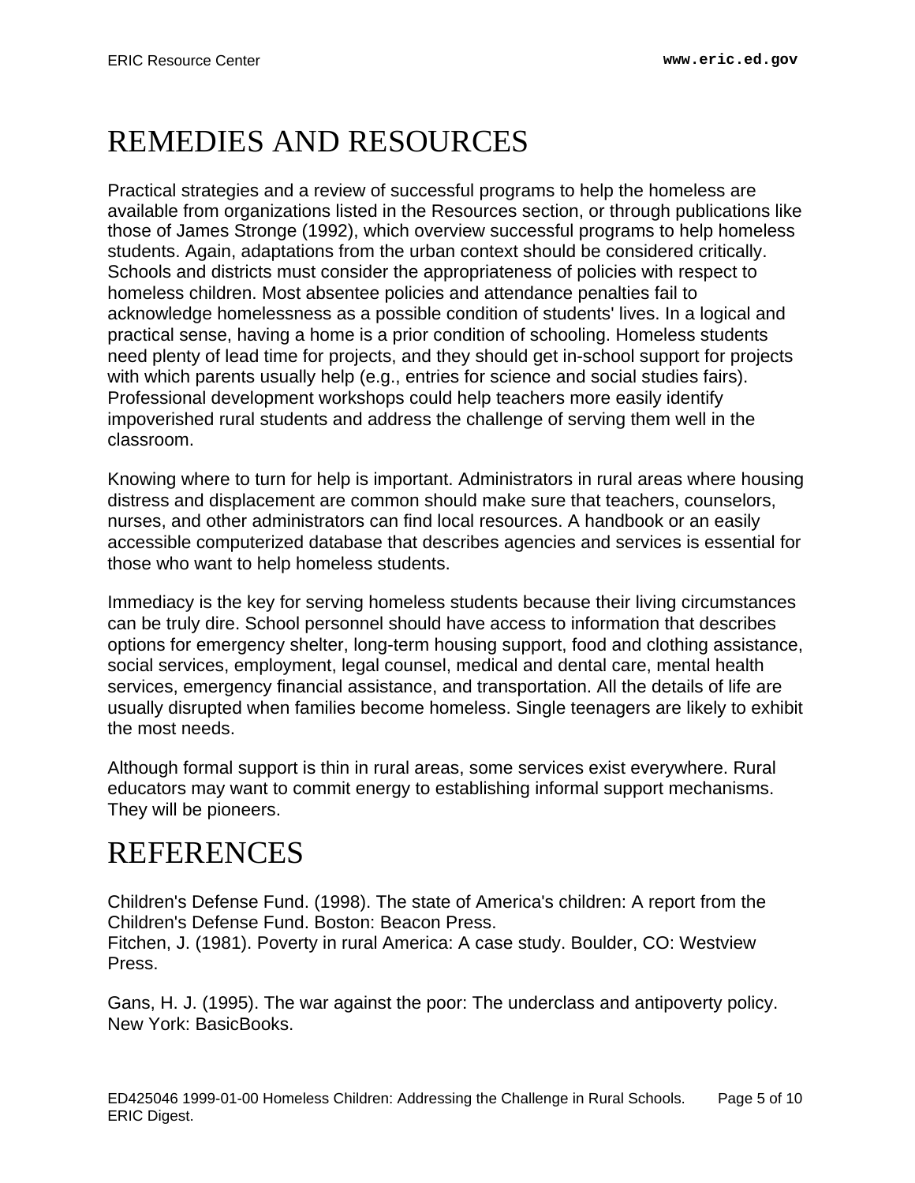# REMEDIES AND RESOURCES

Practical strategies and a review of successful programs to help the homeless are available from organizations listed in the Resources section, or through publications like those of James Stronge (1992), which overview successful programs to help homeless students. Again, adaptations from the urban context should be considered critically. Schools and districts must consider the appropriateness of policies with respect to homeless children. Most absentee policies and attendance penalties fail to acknowledge homelessness as a possible condition of students' lives. In a logical and practical sense, having a home is a prior condition of schooling. Homeless students need plenty of lead time for projects, and they should get in-school support for projects with which parents usually help (e.g., entries for science and social studies fairs). Professional development workshops could help teachers more easily identify impoverished rural students and address the challenge of serving them well in the classroom.

Knowing where to turn for help is important. Administrators in rural areas where housing distress and displacement are common should make sure that teachers, counselors, nurses, and other administrators can find local resources. A handbook or an easily accessible computerized database that describes agencies and services is essential for those who want to help homeless students.

Immediacy is the key for serving homeless students because their living circumstances can be truly dire. School personnel should have access to information that describes options for emergency shelter, long-term housing support, food and clothing assistance, social services, employment, legal counsel, medical and dental care, mental health services, emergency financial assistance, and transportation. All the details of life are usually disrupted when families become homeless. Single teenagers are likely to exhibit the most needs.

Although formal support is thin in rural areas, some services exist everywhere. Rural educators may want to commit energy to establishing informal support mechanisms. They will be pioneers.

# REFERENCES

Children's Defense Fund. (1998). The state of America's children: A report from the Children's Defense Fund. Boston: Beacon Press.
Fitchen, J. (1981). Poverty in rural America: A case study. Boulder, CO: Westview Press.

Gans, H. J. (1995). The war against the poor: The underclass and antipoverty policy. New York: BasicBooks.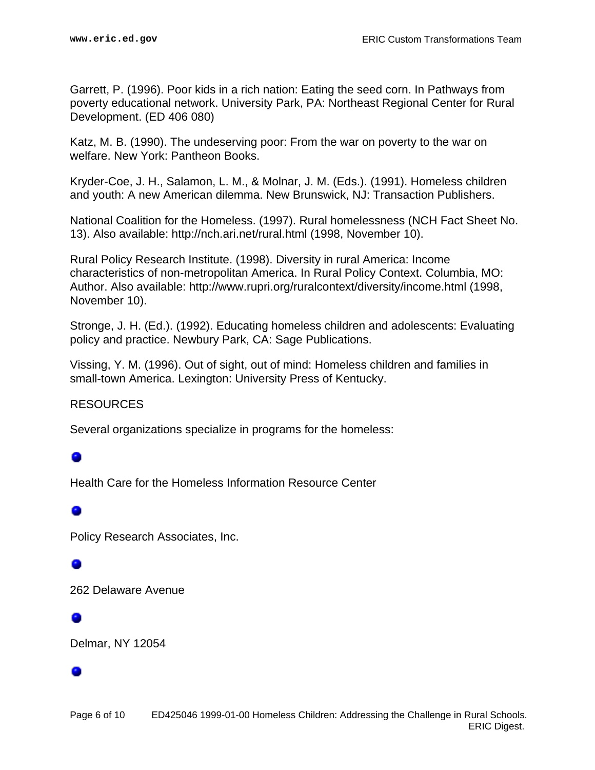Garrett, P. (1996). Poor kids in a rich nation: Eating the seed corn. In Pathways from poverty educational network. University Park, PA: Northeast Regional Center for Rural Development. (ED 406 080)

Katz, M. B. (1990). The undeserving poor: From the war on poverty to the war on welfare. New York: Pantheon Books.

Kryder-Coe, J. H., Salamon, L. M., & Molnar, J. M. (Eds.). (1991). Homeless children and youth: A new American dilemma. New Brunswick, NJ: Transaction Publishers.

National Coalition for the Homeless. (1997). Rural homelessness (NCH Fact Sheet No. 13). Also available: http://nch.ari.net/rural.html (1998, November 10).

Rural Policy Research Institute. (1998). Diversity in rural America: Income characteristics of non-metropolitan America. In Rural Policy Context. Columbia, MO: Author. Also available: http://www.rupri.org/ruralcontext/diversity/income.html (1998, November 10).

Stronge, J. H. (Ed.). (1992). Educating homeless children and adolescents: Evaluating policy and practice. Newbury Park, CA: Sage Publications.

Vissing, Y. M. (1996). Out of sight, out of mind: Homeless children and families in small-town America. Lexington: University Press of Kentucky.

RESOURCES

Several organizations specialize in programs for the homeless:

- Health Care for the Homeless Information Resource Center
- Policy Research Associates, Inc.
- 262 Delaware Avenue
- Delmar, NY 12054
-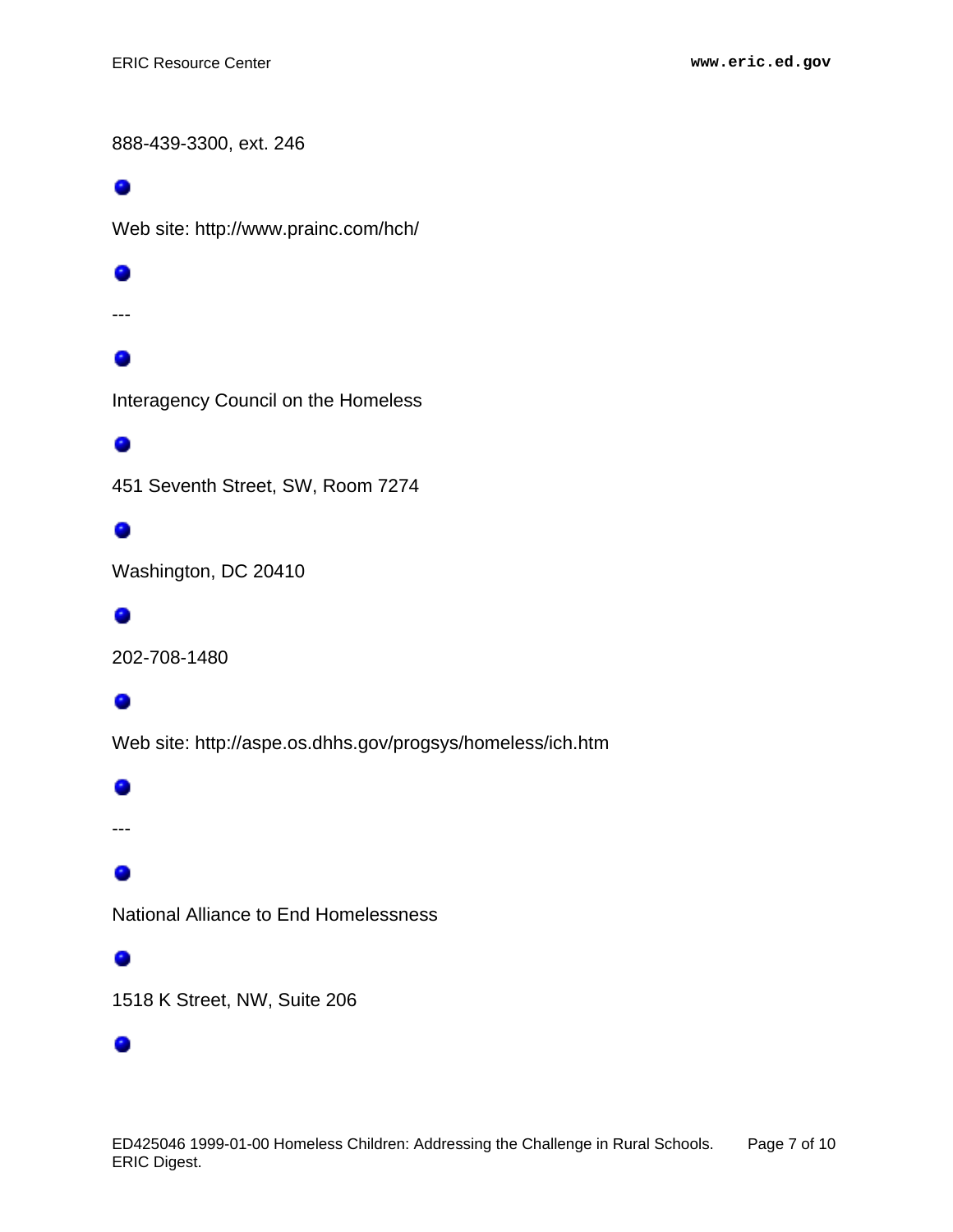888-439-3300, ext. 246

- Web site: http://www.prainc.com/hch/

- ---

- Interagency Council on the Homeless

- 451 Seventh Street, SW, Room 7274

- Washington, DC 20410

- 202-708-1480

- Web site: http://aspe.os.dhhs.gov/progsys/homeless/ich.htm

- ---

- National Alliance to End Homelessness

- 1518 K Street, NW, Suite 206

-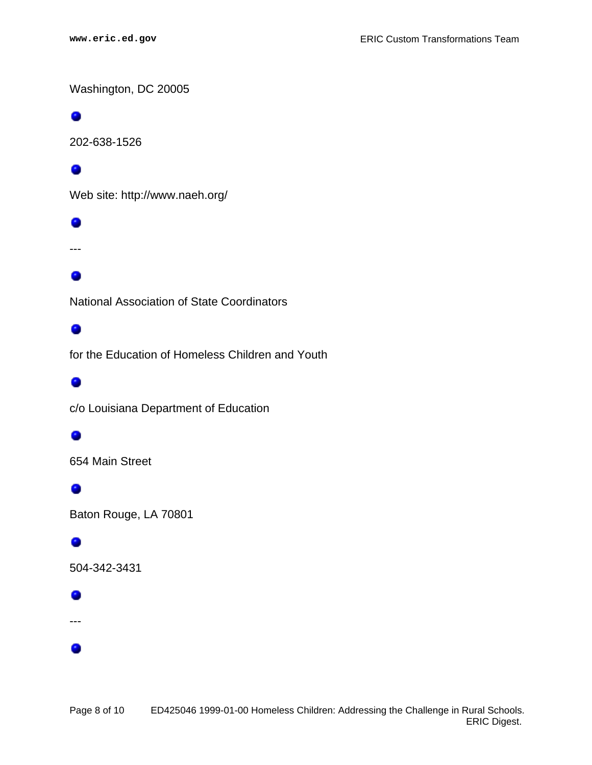- Washington, DC 20005
- 202-638-1526
- Web site: http://www.naeh.org/
- ---
- National Association of State Coordinators
- for the Education of Homeless Children and Youth
- c/o Louisiana Department of Education
- 654 Main Street
- Baton Rouge, LA 70801
- 504-342-3431
- ---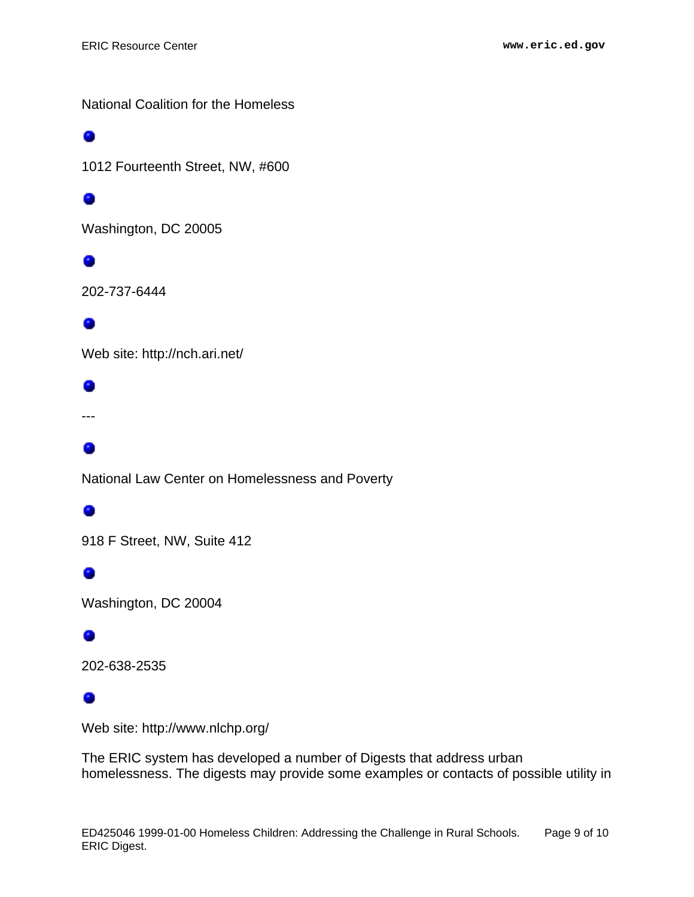National Coalition for the Homeless

- 1012 Fourteenth Street, NW, #600
- Washington, DC 20005
- 202-737-6444
- Web site: http://nch.ari.net/
- ---
- National Law Center on Homelessness and Poverty
- 918 F Street, NW, Suite 412
- Washington, DC 20004
- 202-638-2535
- Web site: http://www.nlchp.org/

The ERIC system has developed a number of Digests that address urban homelessness. The digests may provide some examples or contacts of possible utility in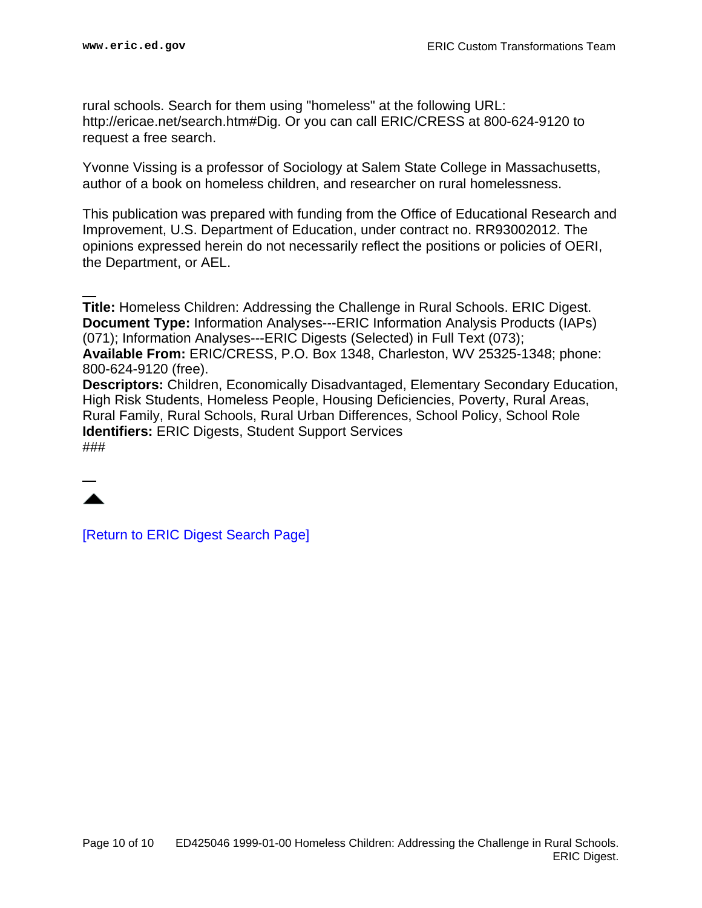rural schools. Search for them using "homeless" at the following URL: http://ericae.net/search.htm#Dig. Or you can call ERIC/CRESS at 800-624-9120 to request a free search.

Yvonne Vissing is a professor of Sociology at Salem State College in Massachusetts, author of a book on homeless children, and researcher on rural homelessness.

This publication was prepared with funding from the Office of Educational Research and Improvement, U.S. Department of Education, under contract no. RR93002012. The opinions expressed herein do not necessarily reflect the positions or policies of OERI, the Department, or AEL.

---

**Title:** Homeless Children: Addressing the Challenge in Rural Schools. ERIC Digest.
**Document Type:** Information Analyses---ERIC Information Analysis Products (IAPs) (071); Information Analyses---ERIC Digests (Selected) in Full Text (073);
**Available From:** ERIC/CRESS, P.O. Box 1348, Charleston, WV 25325-1348; phone: 800-624-9120 (free).
**Descriptors:** Children, Economically Disadvantaged, Elementary Secondary Education, High Risk Students, Homeless People, Housing Deficiencies, Poverty, Rural Areas, Rural Family, Rural Schools, Rural Urban Differences, School Policy, School Role
**Identifiers:** ERIC Digests, Student Support Services
###

---

[Return to ERIC Digest Search Page]